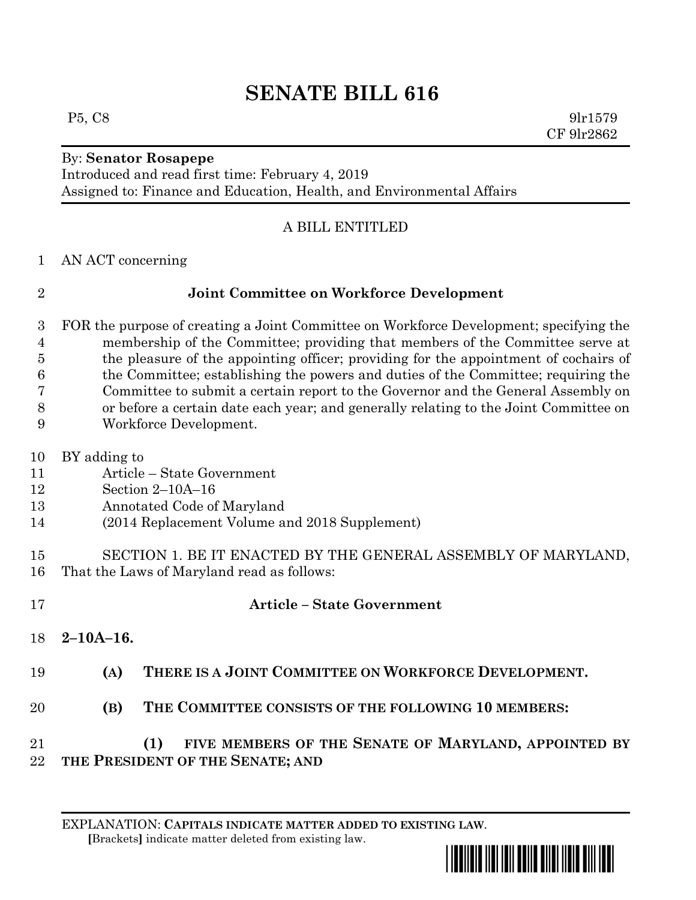# SENATE BILL 616

P5, C8 9lr1579
CF 9lr2862

By: **Senator Rosapepe**
Introduced and read first time: February 4, 2019
Assigned to: Finance and Education, Health, and Environmental Affairs

A BILL ENTITLED

AN ACT concerning

**Joint Committee on Workforce Development**

FOR the purpose of creating a Joint Committee on Workforce Development; specifying the membership of the Committee; providing that members of the Committee serve at the pleasure of the appointing officer; providing for the appointment of cochairs of the Committee; establishing the powers and duties of the Committee; requiring the Committee to submit a certain report to the Governor and the General Assembly on or before a certain date each year; and generally relating to the Joint Committee on Workforce Development.

BY adding to
Article – State Government
Section 2–10A–16
Annotated Code of Maryland
(2014 Replacement Volume and 2018 Supplement)

SECTION 1. BE IT ENACTED BY THE GENERAL ASSEMBLY OF MARYLAND, That the Laws of Maryland read as follows:

**Article – State Government**

**2–10A–16.**

**(A) THERE IS A JOINT COMMITTEE ON WORKFORCE DEVELOPMENT.**

**(B) THE COMMITTEE CONSISTS OF THE FOLLOWING 10 MEMBERS:**

**(1) FIVE MEMBERS OF THE SENATE OF MARYLAND, APPOINTED BY THE PRESIDENT OF THE SENATE; AND**

EXPLANATION: **CAPITALS INDICATE MATTER ADDED TO EXISTING LAW.**
[Brackets] indicate matter deleted from existing law.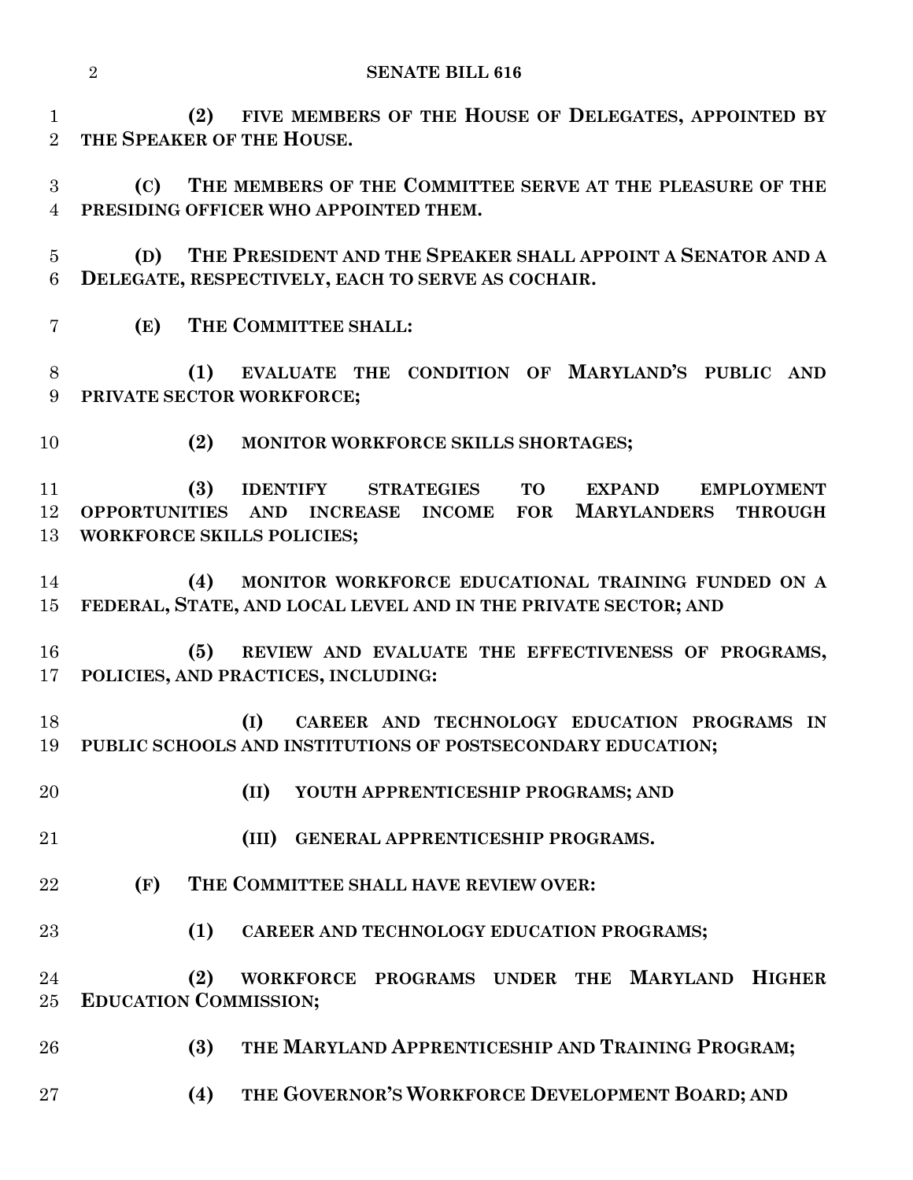**(2) FIVE MEMBERS OF THE HOUSE OF DELEGATES, APPOINTED BY THE SPEAKER OF THE HOUSE.**

**(C) THE MEMBERS OF THE COMMITTEE SERVE AT THE PLEASURE OF THE PRESIDING OFFICER WHO APPOINTED THEM.**

**(D) THE PRESIDENT AND THE SPEAKER SHALL APPOINT A SENATOR AND A DELEGATE, RESPECTIVELY, EACH TO SERVE AS COCHAIR.**

**(E) THE COMMITTEE SHALL:**

**(1) EVALUATE THE CONDITION OF MARYLAND'S PUBLIC AND PRIVATE SECTOR WORKFORCE;**

**(2) MONITOR WORKFORCE SKILLS SHORTAGES;**

**(3) IDENTIFY STRATEGIES TO EXPAND EMPLOYMENT OPPORTUNITIES AND INCREASE INCOME FOR MARYLANDERS THROUGH WORKFORCE SKILLS POLICIES;**

**(4) MONITOR WORKFORCE EDUCATIONAL TRAINING FUNDED ON A FEDERAL, STATE, AND LOCAL LEVEL AND IN THE PRIVATE SECTOR; AND**

**(5) REVIEW AND EVALUATE THE EFFECTIVENESS OF PROGRAMS, POLICIES, AND PRACTICES, INCLUDING:**

**(I) CAREER AND TECHNOLOGY EDUCATION PROGRAMS IN PUBLIC SCHOOLS AND INSTITUTIONS OF POSTSECONDARY EDUCATION;**

**(II) YOUTH APPRENTICESHIP PROGRAMS; AND**

**(III) GENERAL APPRENTICESHIP PROGRAMS.**

**(F) THE COMMITTEE SHALL HAVE REVIEW OVER:**

**(1) CAREER AND TECHNOLOGY EDUCATION PROGRAMS;**

**(2) WORKFORCE PROGRAMS UNDER THE MARYLAND HIGHER EDUCATION COMMISSION;**

**(3) THE MARYLAND APPRENTICESHIP AND TRAINING PROGRAM;**

**(4) THE GOVERNOR'S WORKFORCE DEVELOPMENT BOARD; AND**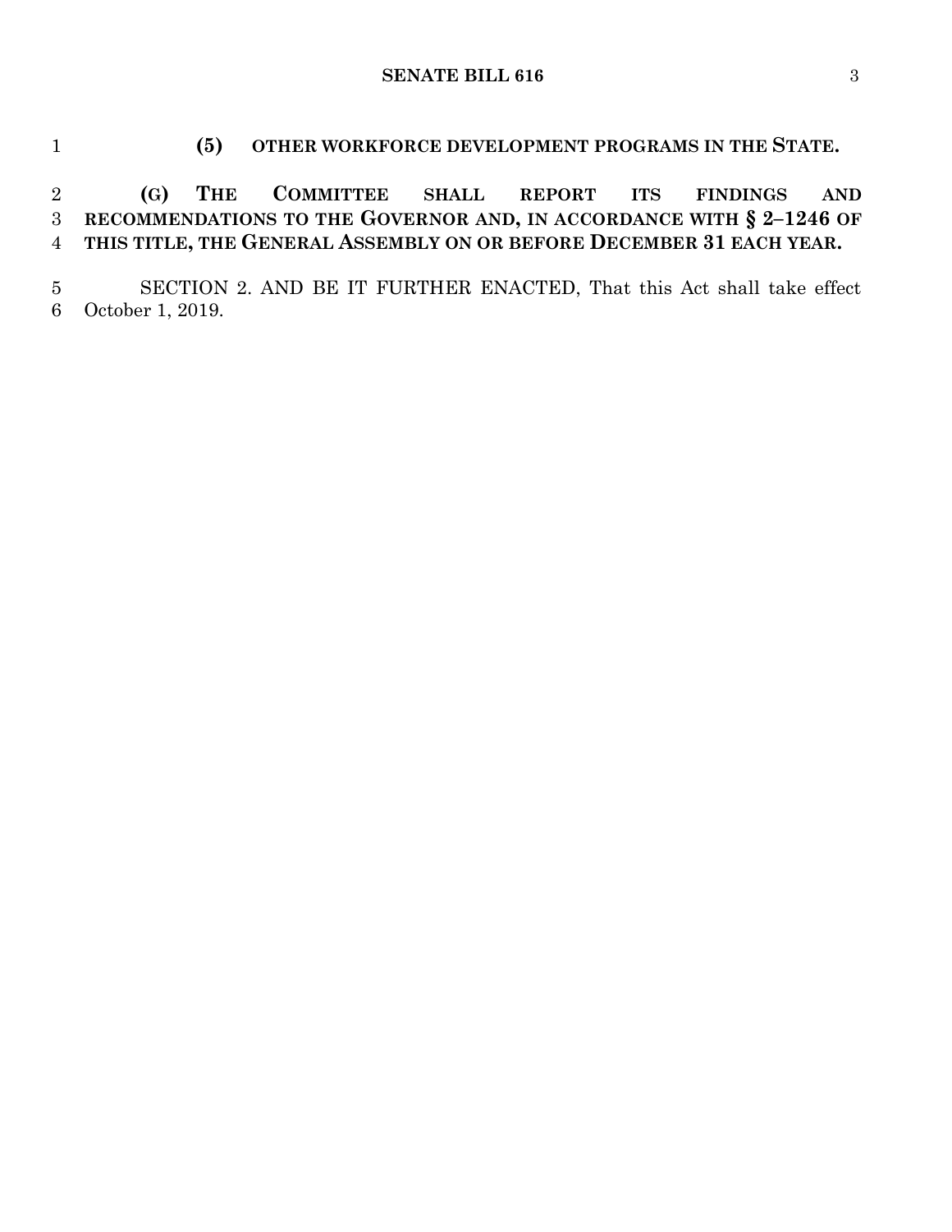**(5) OTHER WORKFORCE DEVELOPMENT PROGRAMS IN THE STATE.**

**(G) THE COMMITTEE SHALL REPORT ITS FINDINGS AND RECOMMENDATIONS TO THE GOVERNOR AND, IN ACCORDANCE WITH § 2–1246 OF THIS TITLE, THE GENERAL ASSEMBLY ON OR BEFORE DECEMBER 31 EACH YEAR.**

SECTION 2. AND BE IT FURTHER ENACTED, That this Act shall take effect October 1, 2019.